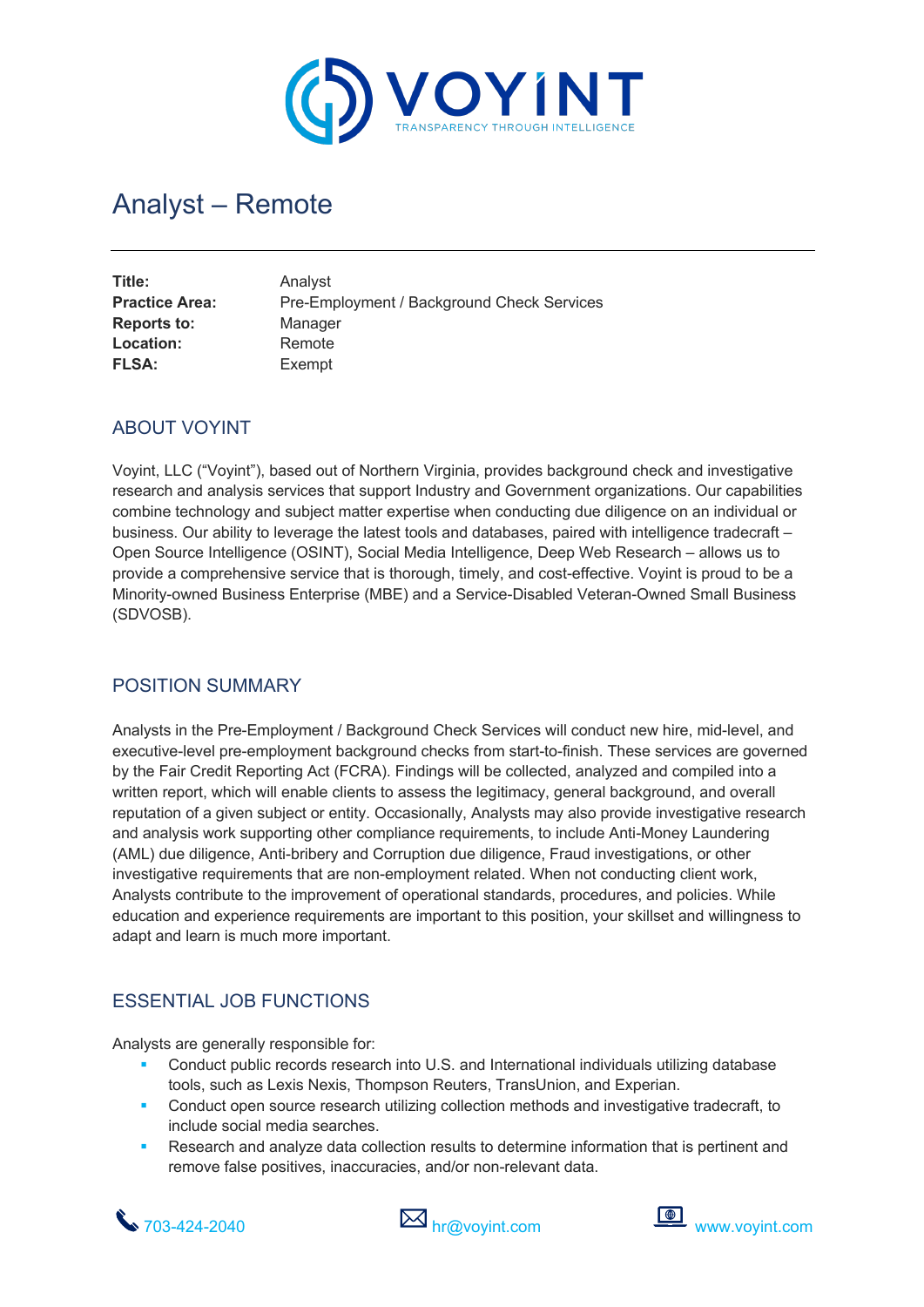# Analyst – Remote

| | |
|---|---|
| **Title:** | Analyst |
| **Practice Area:** | Pre-Employment / Background Check Services |
| **Reports to:** | Manager |
| **Location:** | Remote |
| **FLSA:** | Exempt |

## ABOUT VOYINT

Voyint, LLC ("Voyint"), based out of Northern Virginia, provides background check and investigative research and analysis services that support Industry and Government organizations. Our capabilities combine technology and subject matter expertise when conducting due diligence on an individual or business. Our ability to leverage the latest tools and databases, paired with intelligence tradecraft – Open Source Intelligence (OSINT), Social Media Intelligence, Deep Web Research – allows us to provide a comprehensive service that is thorough, timely, and cost-effective. Voyint is proud to be a Minority-owned Business Enterprise (MBE) and a Service-Disabled Veteran-Owned Small Business (SDVOSB).

## POSITION SUMMARY

Analysts in the Pre-Employment / Background Check Services will conduct new hire, mid-level, and executive-level pre-employment background checks from start-to-finish. These services are governed by the Fair Credit Reporting Act (FCRA). Findings will be collected, analyzed and compiled into a written report, which will enable clients to assess the legitimacy, general background, and overall reputation of a given subject or entity. Occasionally, Analysts may also provide investigative research and analysis work supporting other compliance requirements, to include Anti-Money Laundering (AML) due diligence, Anti-bribery and Corruption due diligence, Fraud investigations, or other investigative requirements that are non-employment related. When not conducting client work, Analysts contribute to the improvement of operational standards, procedures, and policies. While education and experience requirements are important to this position, your skillset and willingness to adapt and learn is much more important.

## ESSENTIAL JOB FUNCTIONS

Analysts are generally responsible for:

- Conduct public records research into U.S. and International individuals utilizing database tools, such as Lexis Nexis, Thompson Reuters, TransUnion, and Experian.
- Conduct open source research utilizing collection methods and investigative tradecraft, to include social media searches.
- Research and analyze data collection results to determine information that is pertinent and remove false positives, inaccuracies, and/or non-relevant data.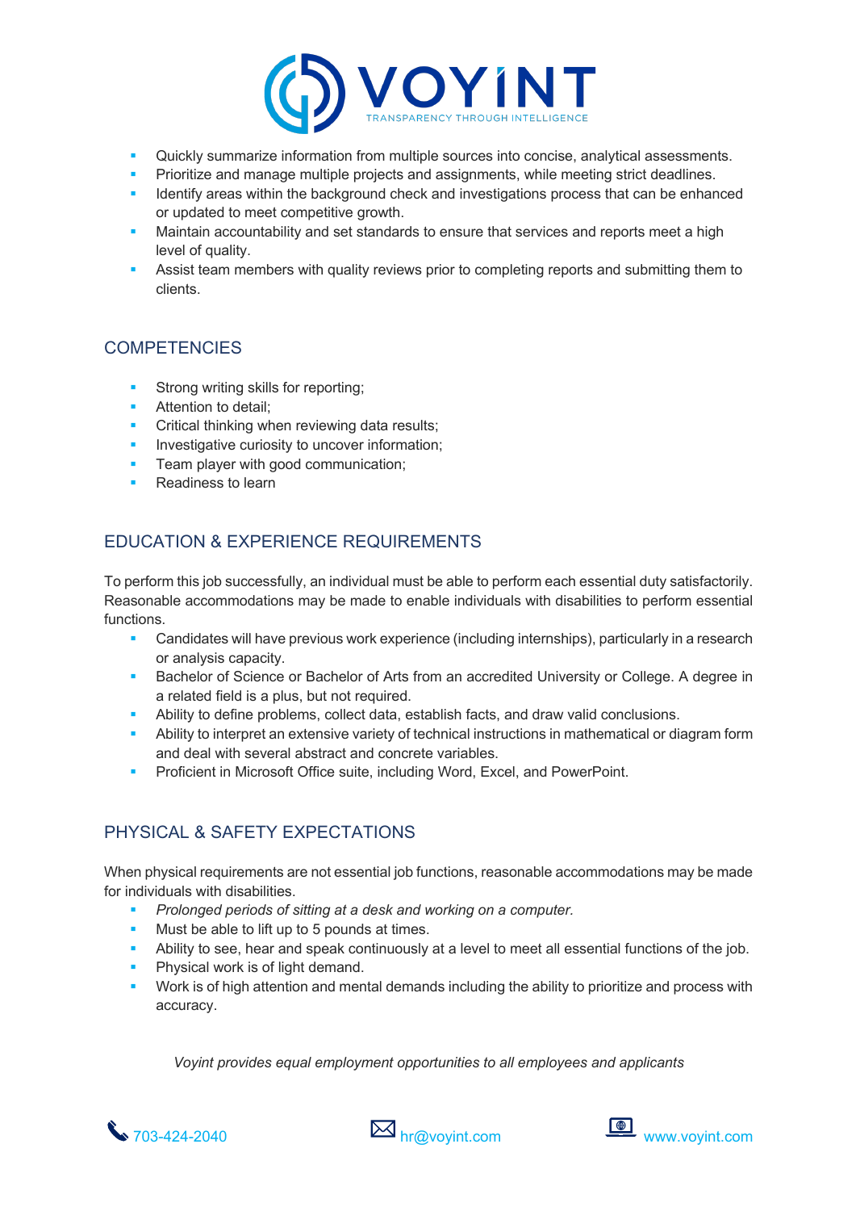- Quickly summarize information from multiple sources into concise, analytical assessments.
- Prioritize and manage multiple projects and assignments, while meeting strict deadlines.
- Identify areas within the background check and investigations process that can be enhanced or updated to meet competitive growth.
- Maintain accountability and set standards to ensure that services and reports meet a high level of quality.
- Assist team members with quality reviews prior to completing reports and submitting them to clients.

## COMPETENCIES

- Strong writing skills for reporting;
- Attention to detail;
- Critical thinking when reviewing data results;
- Investigative curiosity to uncover information;
- Team player with good communication;
- Readiness to learn

## EDUCATION & EXPERIENCE REQUIREMENTS

To perform this job successfully, an individual must be able to perform each essential duty satisfactorily. Reasonable accommodations may be made to enable individuals with disabilities to perform essential functions.

- Candidates will have previous work experience (including internships), particularly in a research or analysis capacity.
- Bachelor of Science or Bachelor of Arts from an accredited University or College. A degree in a related field is a plus, but not required.
- Ability to define problems, collect data, establish facts, and draw valid conclusions.
- Ability to interpret an extensive variety of technical instructions in mathematical or diagram form and deal with several abstract and concrete variables.
- Proficient in Microsoft Office suite, including Word, Excel, and PowerPoint.

## PHYSICAL & SAFETY EXPECTATIONS

When physical requirements are not essential job functions, reasonable accommodations may be made for individuals with disabilities.

- *Prolonged periods of sitting at a desk and working on a computer.*
- Must be able to lift up to 5 pounds at times.
- Ability to see, hear and speak continuously at a level to meet all essential functions of the job.
- Physical work is of light demand.
- Work is of high attention and mental demands including the ability to prioritize and process with accuracy.

*Voyint provides equal employment opportunities to all employees and applicants*

703-424-2040 hr@voyint.com www.voyint.com